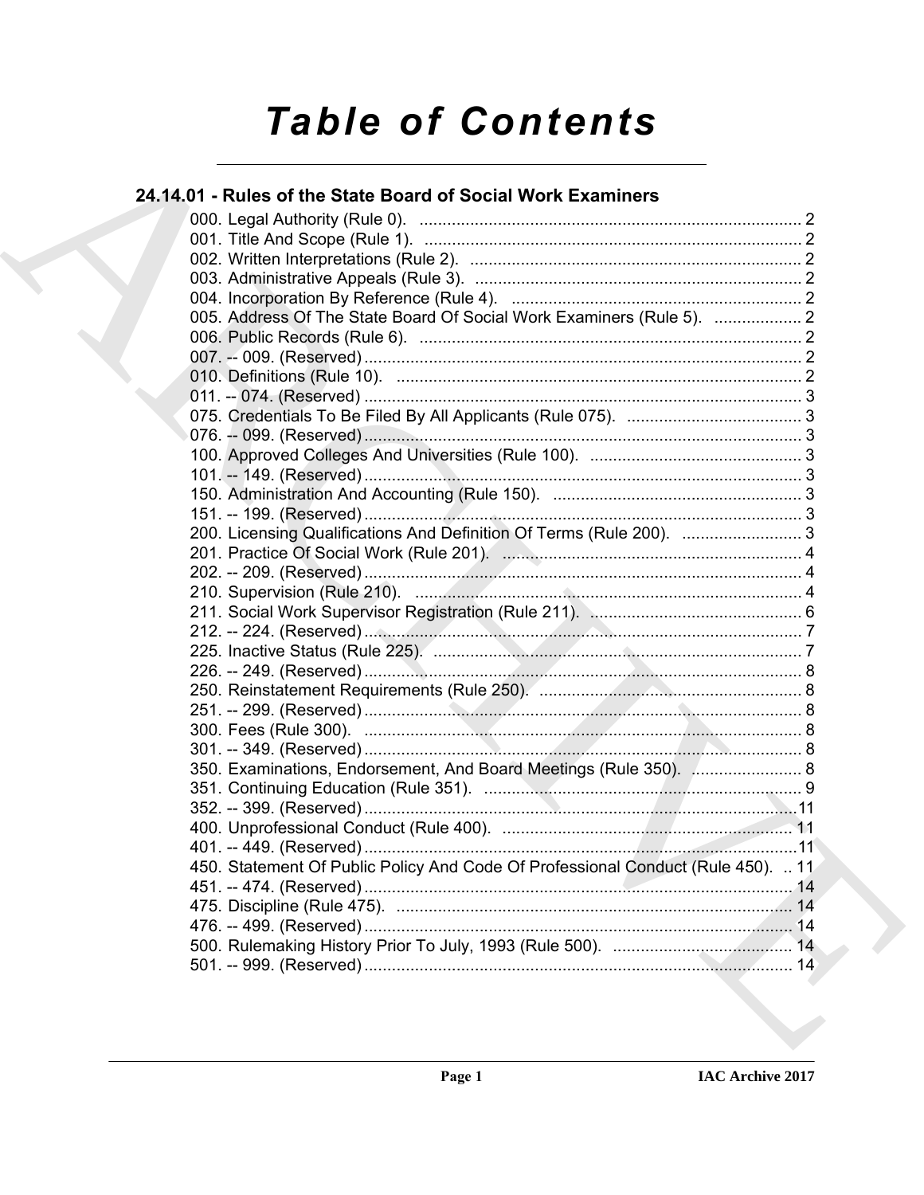# Table of Contents

## 24.14.01 - Rules of the State Board of Social Work Examiners

000. Legal Authority (Rule 0). ..... 2
001. Title And Scope (Rule 1). ..... 2
002. Written Interpretations (Rule 2). ..... 2
003. Administrative Appeals (Rule 3). ..... 2
004. Incorporation By Reference (Rule 4). ..... 2
005. Address Of The State Board Of Social Work Examiners (Rule 5). ..... 2
006. Public Records (Rule 6). ..... 2
007. -- 009. (Reserved) ..... 2
010. Definitions (Rule 10). ..... 2
011. -- 074. (Reserved) ..... 3
075. Credentials To Be Filed By All Applicants (Rule 075). ..... 3
076. -- 099. (Reserved) ..... 3
100. Approved Colleges And Universities (Rule 100). ..... 3
101. -- 149. (Reserved) ..... 3
150. Administration And Accounting (Rule 150). ..... 3
151. -- 199. (Reserved) ..... 3
200. Licensing Qualifications And Definition Of Terms (Rule 200). ..... 3
201. Practice Of Social Work (Rule 201). ..... 4
202. -- 209. (Reserved) ..... 4
210. Supervision (Rule 210). ..... 4
211. Social Work Supervisor Registration (Rule 211). ..... 6
212. -- 224. (Reserved) ..... 7
225. Inactive Status (Rule 225). ..... 7
226. -- 249. (Reserved) ..... 8
250. Reinstatement Requirements (Rule 250). ..... 8
251. -- 299. (Reserved) ..... 8
300. Fees (Rule 300). ..... 8
301. -- 349. (Reserved) ..... 8
350. Examinations, Endorsement, And Board Meetings (Rule 350). ..... 8
351. Continuing Education (Rule 351). ..... 9
352. -- 399. (Reserved) ..... 11
400. Unprofessional Conduct (Rule 400). ..... 11
401. -- 449. (Reserved) ..... 11
450. Statement Of Public Policy And Code Of Professional Conduct (Rule 450). ..... 11
451. -- 474. (Reserved) ..... 14
475. Discipline (Rule 475). ..... 14
476. -- 499. (Reserved) ..... 14
500. Rulemaking History Prior To July, 1993 (Rule 500). ..... 14
501. -- 999. (Reserved) ..... 14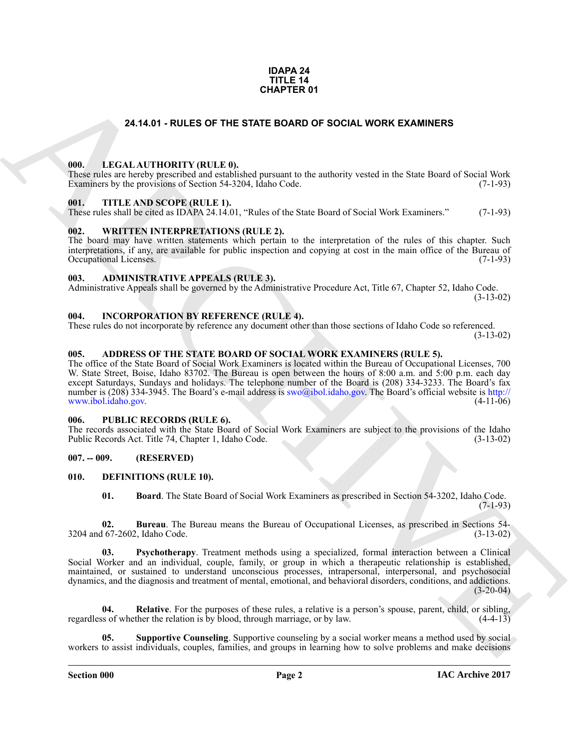**IDAPA 24**
**TITLE 14**
**CHAPTER 01**

# 24.14.01 - RULES OF THE STATE BOARD OF SOCIAL WORK EXAMINERS

### 000. LEGAL AUTHORITY (RULE 0).

These rules are hereby prescribed and established pursuant to the authority vested in the State Board of Social Work Examiners by the provisions of Section 54-3204, Idaho Code. (7-1-93)

### 001. TITLE AND SCOPE (RULE 1).

These rules shall be cited as IDAPA 24.14.01, "Rules of the State Board of Social Work Examiners." (7-1-93)

### 002. WRITTEN INTERPRETATIONS (RULE 2).

The board may have written statements which pertain to the interpretation of the rules of this chapter. Such interpretations, if any, are available for public inspection and copying at cost in the main office of the Bureau of Occupational Licenses. (7-1-93)

### 003. ADMINISTRATIVE APPEALS (RULE 3).

Administrative Appeals shall be governed by the Administrative Procedure Act, Title 67, Chapter 52, Idaho Code. (3-13-02)

### 004. INCORPORATION BY REFERENCE (RULE 4).

These rules do not incorporate by reference any document other than those sections of Idaho Code so referenced. (3-13-02)

### 005. ADDRESS OF THE STATE BOARD OF SOCIAL WORK EXAMINERS (RULE 5).

The office of the State Board of Social Work Examiners is located within the Bureau of Occupational Licenses, 700 W. State Street, Boise, Idaho 83702. The Bureau is open between the hours of 8:00 a.m. and 5:00 p.m. each day except Saturdays, Sundays and holidays. The telephone number of the Board is (208) 334-3233. The Board's fax number is (208) 334-3945. The Board's e-mail address is swo@ibol.idaho.gov. The Board's official website is http://www.ibol.idaho.gov. (4-11-06)

### 006. PUBLIC RECORDS (RULE 6).

The records associated with the State Board of Social Work Examiners are subject to the provisions of the Idaho Public Records Act. Title 74, Chapter 1, Idaho Code. (3-13-02)

### 007. -- 009. (RESERVED)

### 010. DEFINITIONS (RULE 10).

**01. Board**. The State Board of Social Work Examiners as prescribed in Section 54-3202, Idaho Code. (7-1-93)

**02. Bureau**. The Bureau means the Bureau of Occupational Licenses, as prescribed in Sections 54-3204 and 67-2602, Idaho Code. (3-13-02)

**03. Psychotherapy**. Treatment methods using a specialized, formal interaction between a Clinical Social Worker and an individual, couple, family, or group in which a therapeutic relationship is established, maintained, or sustained to understand unconscious processes, intrapersonal, interpersonal, and psychosocial dynamics, and the diagnosis and treatment of mental, emotional, and behavioral disorders, conditions, and addictions. (3-20-04)

**04. Relative**. For the purposes of these rules, a relative is a person's spouse, parent, child, or sibling, regardless of whether the relation is by blood, through marriage, or by law. (4-4-13)

**05. Supportive Counseling**. Supportive counseling by a social worker means a method used by social workers to assist individuals, couples, families, and groups in learning how to solve problems and make decisions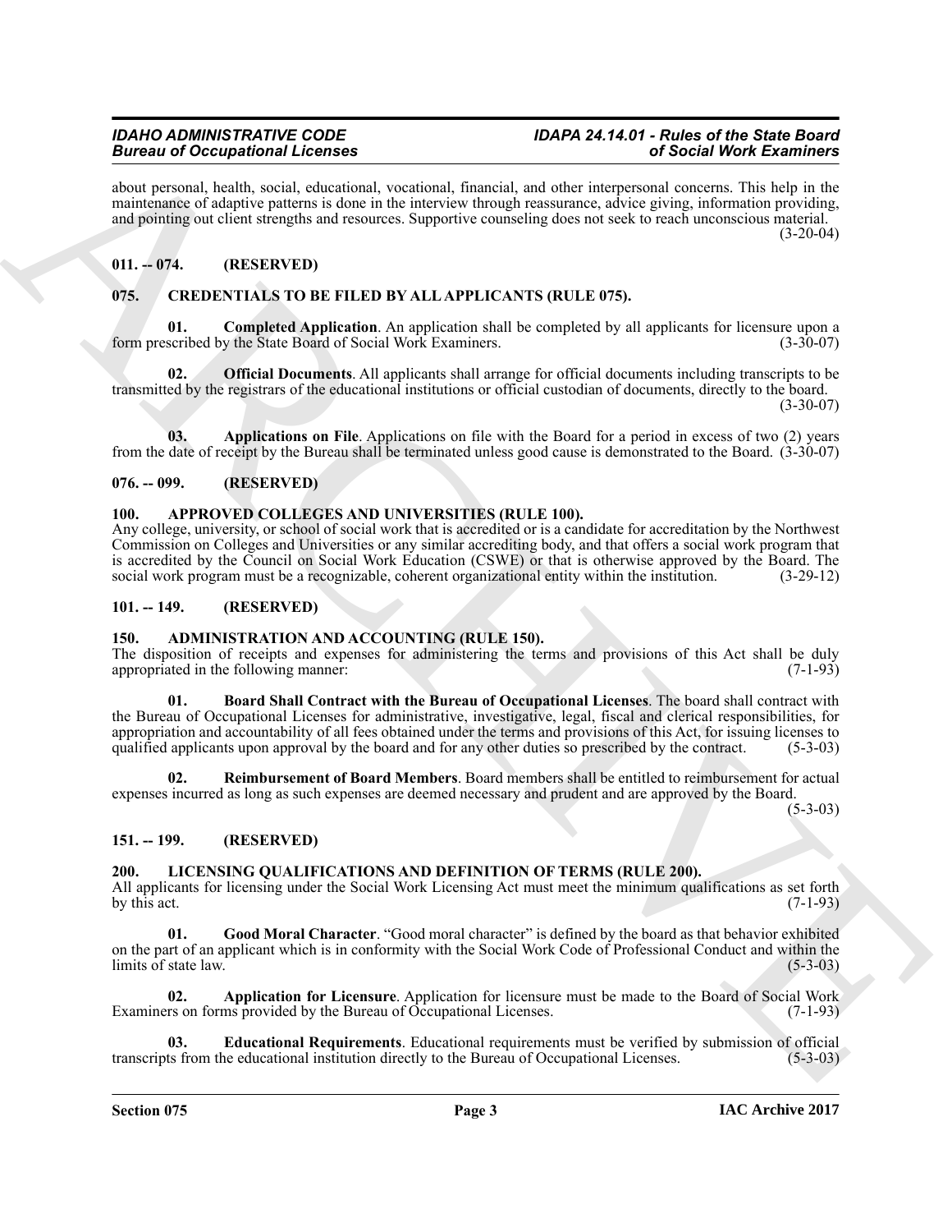about personal, health, social, educational, vocational, financial, and other interpersonal concerns. This help in the maintenance of adaptive patterns is done in the interview through reassurance, advice giving, information providing, and pointing out client strengths and resources. Supportive counseling does not seek to reach unconscious material. (3-20-04)

## 011. -- 074. (RESERVED)

## 075. CREDENTIALS TO BE FILED BY ALL APPLICANTS (RULE 075).

**01. Completed Application**. An application shall be completed by all applicants for licensure upon a form prescribed by the State Board of Social Work Examiners. (3-30-07)

**02. Official Documents**. All applicants shall arrange for official documents including transcripts to be transmitted by the registrars of the educational institutions or official custodian of documents, directly to the board. (3-30-07)

**03. Applications on File**. Applications on file with the Board for a period in excess of two (2) years from the date of receipt by the Bureau shall be terminated unless good cause is demonstrated to the Board. (3-30-07)

## 076. -- 099. (RESERVED)

## 100. APPROVED COLLEGES AND UNIVERSITIES (RULE 100).

Any college, university, or school of social work that is accredited or is a candidate for accreditation by the Northwest Commission on Colleges and Universities or any similar accrediting body, and that offers a social work program that is accredited by the Council on Social Work Education (CSWE) or that is otherwise approved by the Board. The social work program must be a recognizable, coherent organizational entity within the institution. (3-29-12)

## 101. -- 149. (RESERVED)

## 150. ADMINISTRATION AND ACCOUNTING (RULE 150).

The disposition of receipts and expenses for administering the terms and provisions of this Act shall be duly appropriated in the following manner: (7-1-93)

**01. Board Shall Contract with the Bureau of Occupational Licenses**. The board shall contract with the Bureau of Occupational Licenses for administrative, investigative, legal, fiscal and clerical responsibilities, for appropriation and accountability of all fees obtained under the terms and provisions of this Act, for issuing licenses to qualified applicants upon approval by the board and for any other duties so prescribed by the contract. (5-3-03)

**02. Reimbursement of Board Members**. Board members shall be entitled to reimbursement for actual expenses incurred as long as such expenses are deemed necessary and prudent and are approved by the Board. (5-3-03)

## 151. -- 199. (RESERVED)

## 200. LICENSING QUALIFICATIONS AND DEFINITION OF TERMS (RULE 200).

All applicants for licensing under the Social Work Licensing Act must meet the minimum qualifications as set forth by this act. (7-1-93)

**01. Good Moral Character**. "Good moral character" is defined by the board as that behavior exhibited on the part of an applicant which is in conformity with the Social Work Code of Professional Conduct and within the limits of state law. (5-3-03)

**02. Application for Licensure**. Application for licensure must be made to the Board of Social Work Examiners on forms provided by the Bureau of Occupational Licenses. (7-1-93)

**03. Educational Requirements**. Educational requirements must be verified by submission of official transcripts from the educational institution directly to the Bureau of Occupational Licenses. (5-3-03)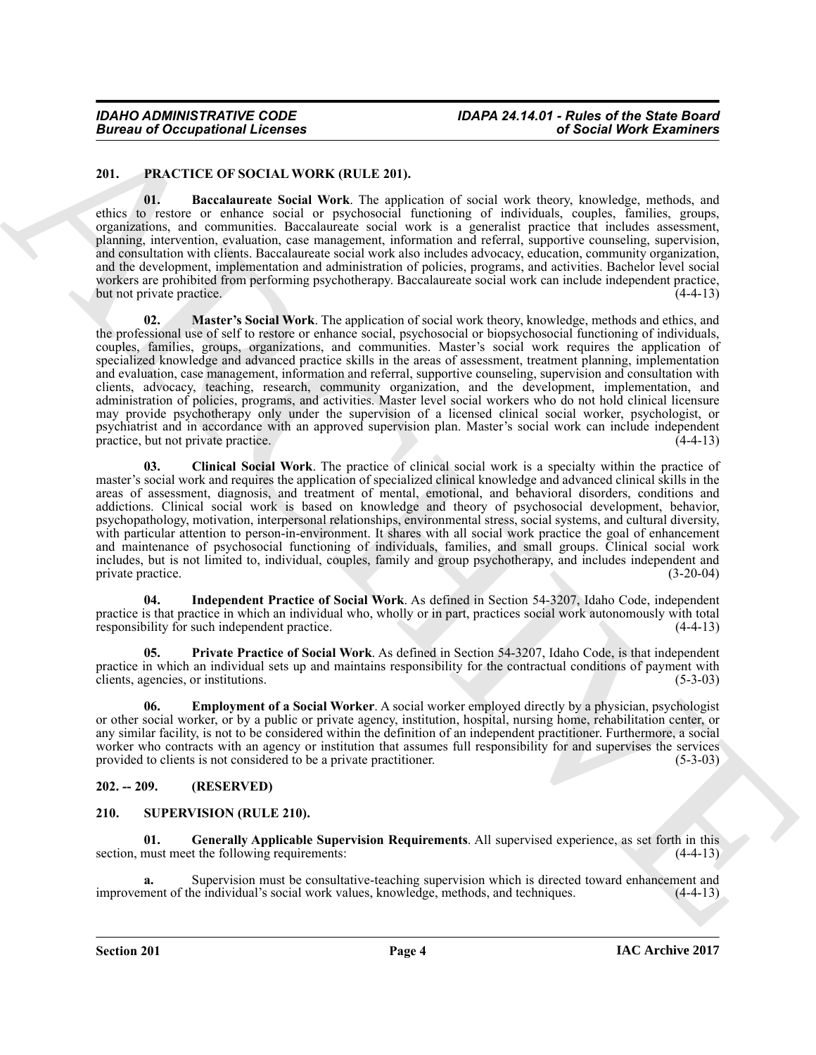## 201. PRACTICE OF SOCIAL WORK (RULE 201).

**01. Baccalaureate Social Work**. The application of social work theory, knowledge, methods, and ethics to restore or enhance social or psychosocial functioning of individuals, couples, families, groups, organizations, and communities. Baccalaureate social work is a generalist practice that includes assessment, planning, intervention, evaluation, case management, information and referral, supportive counseling, supervision, and consultation with clients. Baccalaureate social work also includes advocacy, education, community organization, and the development, implementation and administration of policies, programs, and activities. Bachelor level social workers are prohibited from performing psychotherapy. Baccalaureate social work can include independent practice, but not private practice. (4-4-13)

**02. Master's Social Work**. The application of social work theory, knowledge, methods and ethics, and the professional use of self to restore or enhance social, psychosocial or biopsychosocial functioning of individuals, couples, families, groups, organizations, and communities. Master's social work requires the application of specialized knowledge and advanced practice skills in the areas of assessment, treatment planning, implementation and evaluation, case management, information and referral, supportive counseling, supervision and consultation with clients, advocacy, teaching, research, community organization, and the development, implementation, and administration of policies, programs, and activities. Master level social workers who do not hold clinical licensure may provide psychotherapy only under the supervision of a licensed clinical social worker, psychologist, or psychiatrist and in accordance with an approved supervision plan. Master's social work can include independent practice, but not private practice. (4-4-13)

**03. Clinical Social Work**. The practice of clinical social work is a specialty within the practice of master's social work and requires the application of specialized clinical knowledge and advanced clinical skills in the areas of assessment, diagnosis, and treatment of mental, emotional, and behavioral disorders, conditions and addictions. Clinical social work is based on knowledge and theory of psychosocial development, behavior, psychopathology, motivation, interpersonal relationships, environmental stress, social systems, and cultural diversity, with particular attention to person-in-environment. It shares with all social work practice the goal of enhancement and maintenance of psychosocial functioning of individuals, families, and small groups. Clinical social work includes, but is not limited to, individual, couples, family and group psychotherapy, and includes independent and private practice. (3-20-04)

**04. Independent Practice of Social Work**. As defined in Section 54-3207, Idaho Code, independent practice is that practice in which an individual who, wholly or in part, practices social work autonomously with total responsibility for such independent practice. (4-4-13)

**05. Private Practice of Social Work**. As defined in Section 54-3207, Idaho Code, is that independent practice in which an individual sets up and maintains responsibility for the contractual conditions of payment with clients, agencies, or institutions. (5-3-03)

**06. Employment of a Social Worker**. A social worker employed directly by a physician, psychologist or other social worker, or by a public or private agency, institution, hospital, nursing home, rehabilitation center, or any similar facility, is not to be considered within the definition of an independent practitioner. Furthermore, a social worker who contracts with an agency or institution that assumes full responsibility for and supervises the services provided to clients is not considered to be a private practitioner. (5-3-03)

## 202. -- 209. (RESERVED)

## 210. SUPERVISION (RULE 210).

**01. Generally Applicable Supervision Requirements**. All supervised experience, as set forth in this section, must meet the following requirements: (4-4-13)

**a.** Supervision must be consultative-teaching supervision which is directed toward enhancement and improvement of the individual's social work values, knowledge, methods, and techniques. (4-4-13)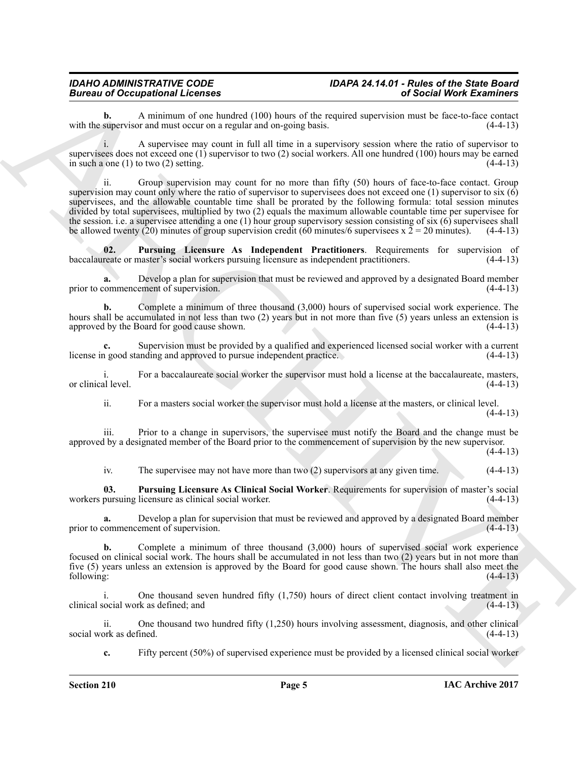**b.** A minimum of one hundred (100) hours of the required supervision must be face-to-face contact with the supervisor and must occur on a regular and on-going basis. (4-4-13)

i. A supervisee may count in full all time in a supervisory session where the ratio of supervisor to supervisees does not exceed one (1) supervisor to two (2) social workers. All one hundred (100) hours may be earned in such a one (1) to two (2) setting. (4-4-13)

ii. Group supervision may count for no more than fifty (50) hours of face-to-face contact. Group supervision may count only where the ratio of supervisor to supervisees does not exceed one (1) supervisor to six (6) supervisees, and the allowable countable time shall be prorated by the following formula: total session minutes divided by total supervisees, multiplied by two (2) equals the maximum allowable countable time per supervisee for the session. i.e. a supervisee attending a one (1) hour group supervisory session consisting of six (6) supervisees shall be allowed twenty (20) minutes of group supervision credit (60 minutes/6 supervisees x 2 = 20 minutes). (4-4-13)

**02. Pursuing Licensure As Independent Practitioners**. Requirements for supervision of baccalaureate or master's social workers pursuing licensure as independent practitioners. (4-4-13)

**a.** Develop a plan for supervision that must be reviewed and approved by a designated Board member prior to commencement of supervision. (4-4-13)

**b.** Complete a minimum of three thousand (3,000) hours of supervised social work experience. The hours shall be accumulated in not less than two (2) years but in not more than five (5) years unless an extension is approved by the Board for good cause shown. (4-4-13)

**c.** Supervision must be provided by a qualified and experienced licensed social worker with a current license in good standing and approved to pursue independent practice. (4-4-13)

i. For a baccalaureate social worker the supervisor must hold a license at the baccalaureate, masters, or clinical level. (4-4-13)

ii. For a masters social worker the supervisor must hold a license at the masters, or clinical level. (4-4-13)

iii. Prior to a change in supervisors, the supervisee must notify the Board and the change must be approved by a designated member of the Board prior to the commencement of supervision by the new supervisor. (4-4-13)

iv. The supervisee may not have more than two (2) supervisors at any given time. (4-4-13)

**03. Pursuing Licensure As Clinical Social Worker**. Requirements for supervision of master's social workers pursuing licensure as clinical social worker. (4-4-13)

**a.** Develop a plan for supervision that must be reviewed and approved by a designated Board member prior to commencement of supervision. (4-4-13)

**b.** Complete a minimum of three thousand (3,000) hours of supervised social work experience focused on clinical social work. The hours shall be accumulated in not less than two (2) years but in not more than five (5) years unless an extension is approved by the Board for good cause shown. The hours shall also meet the following: (4-4-13)

i. One thousand seven hundred fifty (1,750) hours of direct client contact involving treatment in clinical social work as defined; and (4-4-13)

ii. One thousand two hundred fifty (1,250) hours involving assessment, diagnosis, and other clinical social work as defined. (4-4-13)

**c.** Fifty percent (50%) of supervised experience must be provided by a licensed clinical social worker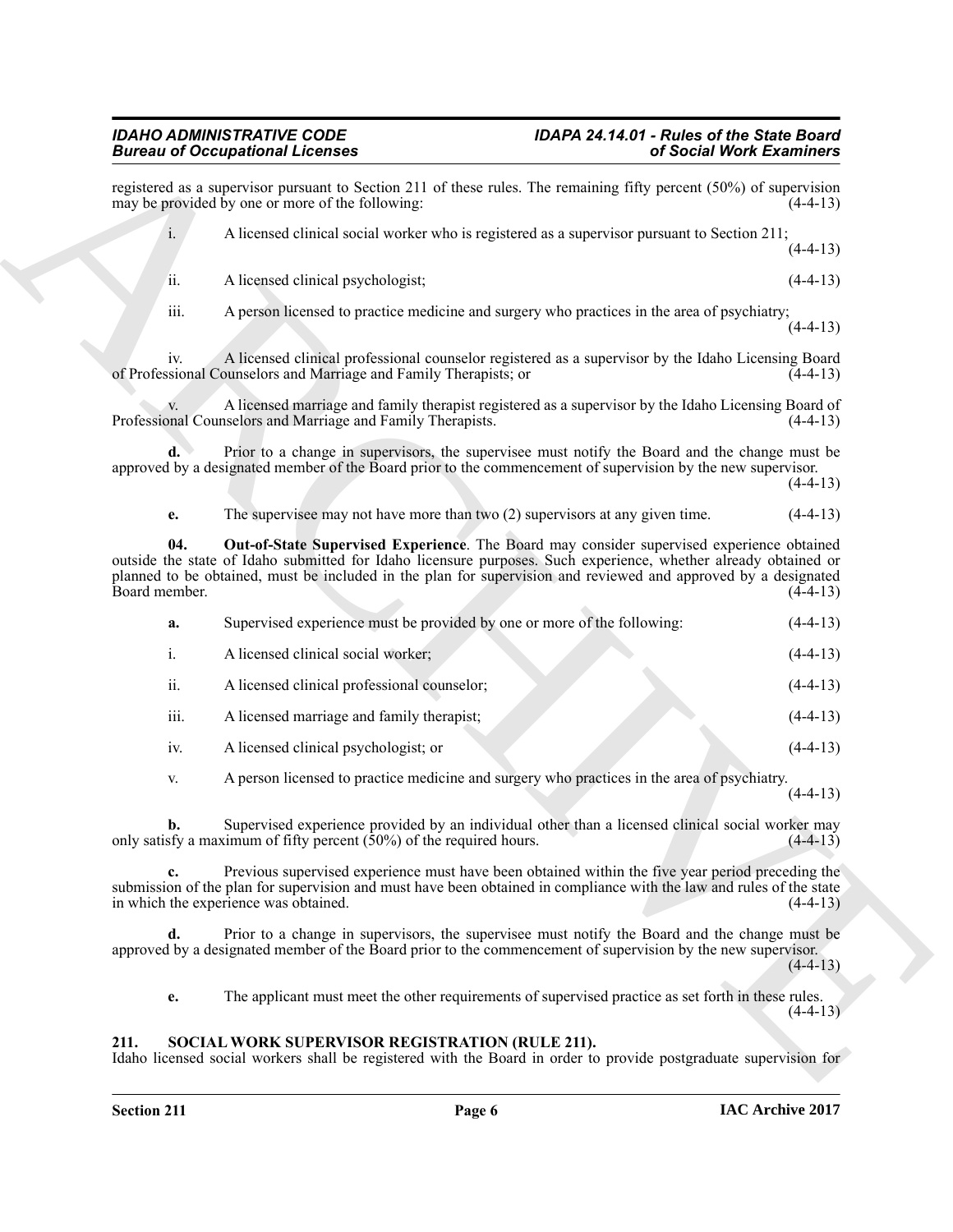registered as a supervisor pursuant to Section 211 of these rules. The remaining fifty percent (50%) of supervision may be provided by one or more of the following: (4-4-13)

i. A licensed clinical social worker who is registered as a supervisor pursuant to Section 211; (4-4-13)

ii. A licensed clinical psychologist; (4-4-13)

iii. A person licensed to practice medicine and surgery who practices in the area of psychiatry; (4-4-13)

iv. A licensed clinical professional counselor registered as a supervisor by the Idaho Licensing Board of Professional Counselors and Marriage and Family Therapists; or (4-4-13)

v. A licensed marriage and family therapist registered as a supervisor by the Idaho Licensing Board of Professional Counselors and Marriage and Family Therapists. (4-4-13)

**d.** Prior to a change in supervisors, the supervisee must notify the Board and the change must be approved by a designated member of the Board prior to the commencement of supervision by the new supervisor. (4-4-13)

**e.** The supervisee may not have more than two (2) supervisors at any given time. (4-4-13)

**04. Out-of-State Supervised Experience**. The Board may consider supervised experience obtained outside the state of Idaho submitted for Idaho licensure purposes. Such experience, whether already obtained or planned to be obtained, must be included in the plan for supervision and reviewed and approved by a designated Board member. (4-4-13)

**a.** Supervised experience must be provided by one or more of the following: (4-4-13)

i. A licensed clinical social worker; (4-4-13)

ii. A licensed clinical professional counselor; (4-4-13)

iii. A licensed marriage and family therapist; (4-4-13)

iv. A licensed clinical psychologist; or (4-4-13)

v. A person licensed to practice medicine and surgery who practices in the area of psychiatry. (4-4-13)

**b.** Supervised experience provided by an individual other than a licensed clinical social worker may only satisfy a maximum of fifty percent (50%) of the required hours. (4-4-13)

**c.** Previous supervised experience must have been obtained within the five year period preceding the submission of the plan for supervision and must have been obtained in compliance with the law and rules of the state in which the experience was obtained. (4-4-13)

**d.** Prior to a change in supervisors, the supervisee must notify the Board and the change must be approved by a designated member of the Board prior to the commencement of supervision by the new supervisor. (4-4-13)

**e.** The applicant must meet the other requirements of supervised practice as set forth in these rules. (4-4-13)

## 211. SOCIAL WORK SUPERVISOR REGISTRATION (RULE 211).

Idaho licensed social workers shall be registered with the Board in order to provide postgraduate supervision for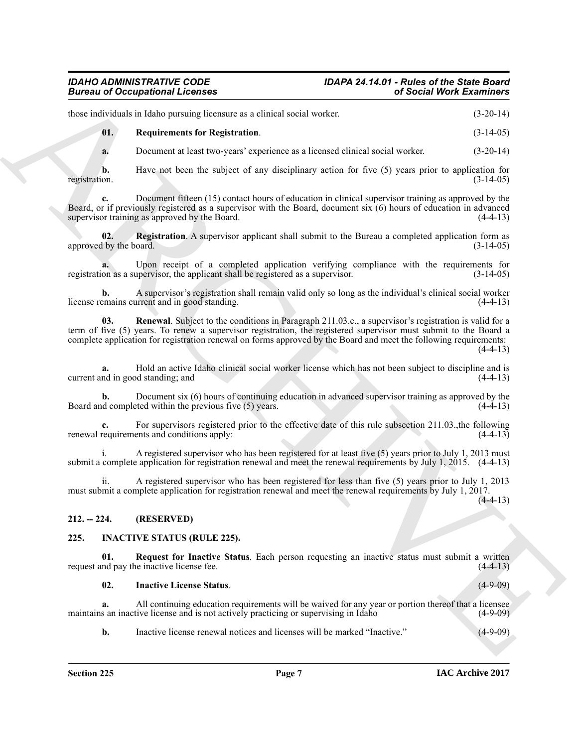those individuals in Idaho pursuing licensure as a clinical social worker. (3-20-14)

**01. Requirements for Registration**. (3-14-05)

**a.** Document at least two-years' experience as a licensed clinical social worker. (3-20-14)

**b.** Have not been the subject of any disciplinary action for five (5) years prior to application for registration. (3-14-05)

**c.** Document fifteen (15) contact hours of education in clinical supervisor training as approved by the Board, or if previously registered as a supervisor with the Board, document six (6) hours of education in advanced supervisor training as approved by the Board. (4-4-13)

**02. Registration**. A supervisor applicant shall submit to the Bureau a completed application form as approved by the board. (3-14-05)

**a.** Upon receipt of a completed application verifying compliance with the requirements for registration as a supervisor, the applicant shall be registered as a supervisor. (3-14-05)

**b.** A supervisor's registration shall remain valid only so long as the individual's clinical social worker license remains current and in good standing. (4-4-13)

**03. Renewal**. Subject to the conditions in Paragraph 211.03.c., a supervisor's registration is valid for a term of five (5) years. To renew a supervisor registration, the registered supervisor must submit to the Board a complete application for registration renewal on forms approved by the Board and meet the following requirements: (4-4-13)

**a.** Hold an active Idaho clinical social worker license which has not been subject to discipline and is current and in good standing; and (4-4-13)

**b.** Document six (6) hours of continuing education in advanced supervisor training as approved by the Board and completed within the previous five (5) years. (4-4-13)

**c.** For supervisors registered prior to the effective date of this rule subsection 211.03.,the following renewal requirements and conditions apply: (4-4-13)

i. A registered supervisor who has been registered for at least five (5) years prior to July 1, 2013 must submit a complete application for registration renewal and meet the renewal requirements by July 1, 2015. (4-4-13)

ii. A registered supervisor who has been registered for less than five (5) years prior to July 1, 2013 must submit a complete application for registration renewal and meet the renewal requirements by July 1, 2017. (4-4-13)

## 212. -- 224. (RESERVED)

## 225. INACTIVE STATUS (RULE 225).

**01. Request for Inactive Status**. Each person requesting an inactive status must submit a written request and pay the inactive license fee. (4-4-13)

**02. Inactive License Status**. (4-9-09)

**a.** All continuing education requirements will be waived for any year or portion thereof that a licensee maintains an inactive license and is not actively practicing or supervising in Idaho (4-9-09)

**b.** Inactive license renewal notices and licenses will be marked "Inactive." (4-9-09)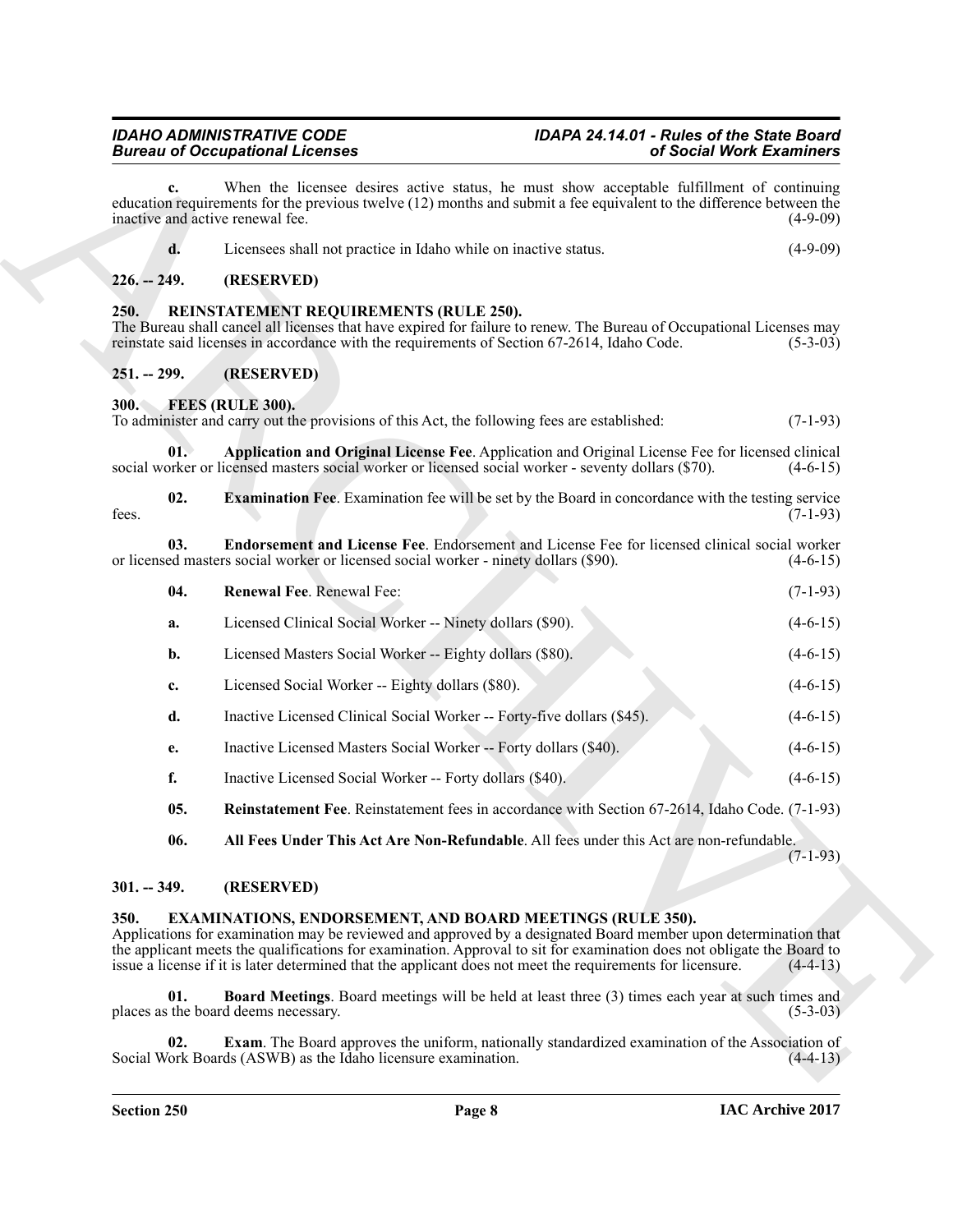**c.** When the licensee desires active status, he must show acceptable fulfillment of continuing education requirements for the previous twelve (12) months and submit a fee equivalent to the difference between the inactive and active renewal fee. (4-9-09)

**d.** Licensees shall not practice in Idaho while on inactive status. (4-9-09)

### 226. -- 249. (RESERVED)

### 250. REINSTATEMENT REQUIREMENTS (RULE 250).

The Bureau shall cancel all licenses that have expired for failure to renew. The Bureau of Occupational Licenses may reinstate said licenses in accordance with the requirements of Section 67-2614, Idaho Code. (5-3-03)

### 251. -- 299. (RESERVED)

### 300. FEES (RULE 300).

To administer and carry out the provisions of this Act, the following fees are established: (7-1-93)

**01. Application and Original License Fee**. Application and Original License Fee for licensed clinical social worker or licensed masters social worker or licensed social worker - seventy dollars ($70). (4-6-15)

**02. Examination Fee**. Examination fee will be set by the Board in concordance with the testing service fees. (7-1-93)

**03. Endorsement and License Fee**. Endorsement and License Fee for licensed clinical social worker or licensed masters social worker or licensed social worker - ninety dollars ($90). (4-6-15)

**04. Renewal Fee**. Renewal Fee: (7-1-93)

**a.** Licensed Clinical Social Worker -- Ninety dollars ($90). (4-6-15)

**b.** Licensed Masters Social Worker -- Eighty dollars ($80). (4-6-15)

**c.** Licensed Social Worker -- Eighty dollars ($80). (4-6-15)

**d.** Inactive Licensed Clinical Social Worker -- Forty-five dollars ($45). (4-6-15)

**e.** Inactive Licensed Masters Social Worker -- Forty dollars ($40). (4-6-15)

**f.** Inactive Licensed Social Worker -- Forty dollars ($40). (4-6-15)

**05. Reinstatement Fee**. Reinstatement fees in accordance with Section 67-2614, Idaho Code. (7-1-93)

**06. All Fees Under This Act Are Non-Refundable**. All fees under this Act are non-refundable. (7-1-93)

### 301. -- 349. (RESERVED)

### 350. EXAMINATIONS, ENDORSEMENT, AND BOARD MEETINGS (RULE 350).

Applications for examination may be reviewed and approved by a designated Board member upon determination that the applicant meets the qualifications for examination. Approval to sit for examination does not obligate the Board to issue a license if it is later determined that the applicant does not meet the requirements for licensure. (4-4-13)

**01. Board Meetings**. Board meetings will be held at least three (3) times each year at such times and places as the board deems necessary. (5-3-03)

**02. Exam**. The Board approves the uniform, nationally standardized examination of the Association of Social Work Boards (ASWB) as the Idaho licensure examination. (4-4-13)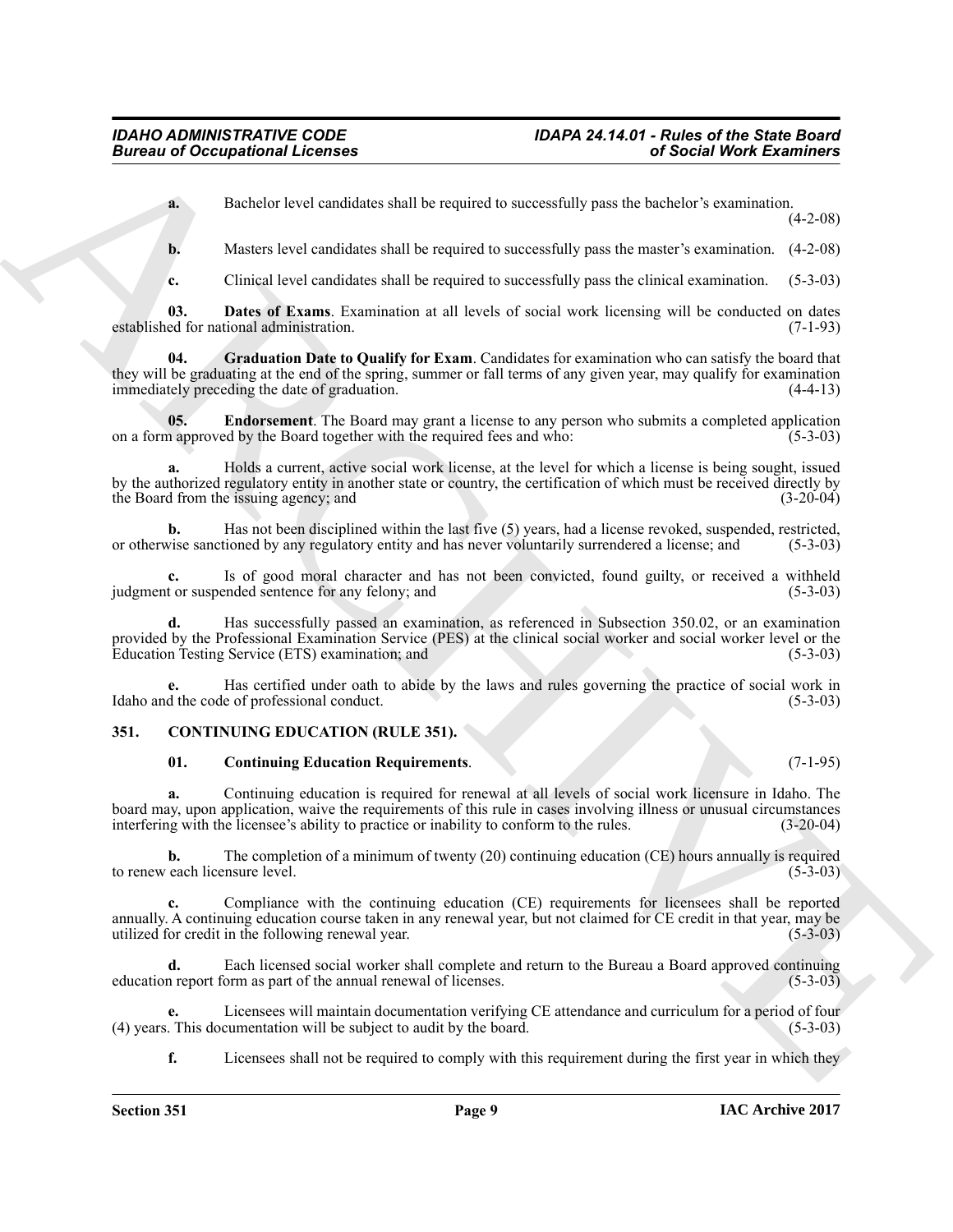**a.** Bachelor level candidates shall be required to successfully pass the bachelor's examination. (4-2-08)

**b.** Masters level candidates shall be required to successfully pass the master's examination. (4-2-08)

**c.** Clinical level candidates shall be required to successfully pass the clinical examination. (5-3-03)

**03. Dates of Exams**. Examination at all levels of social work licensing will be conducted on dates established for national administration. (7-1-93)

**04. Graduation Date to Qualify for Exam**. Candidates for examination who can satisfy the board that they will be graduating at the end of the spring, summer or fall terms of any given year, may qualify for examination immediately preceding the date of graduation. (4-4-13)

**05. Endorsement**. The Board may grant a license to any person who submits a completed application on a form approved by the Board together with the required fees and who: (5-3-03)

**a.** Holds a current, active social work license, at the level for which a license is being sought, issued by the authorized regulatory entity in another state or country, the certification of which must be received directly by the Board from the issuing agency; and (3-20-04)

**b.** Has not been disciplined within the last five (5) years, had a license revoked, suspended, restricted, or otherwise sanctioned by any regulatory entity and has never voluntarily surrendered a license; and (5-3-03)

**c.** Is of good moral character and has not been convicted, found guilty, or received a withheld judgment or suspended sentence for any felony; and (5-3-03)

**d.** Has successfully passed an examination, as referenced in Subsection 350.02, or an examination provided by the Professional Examination Service (PES) at the clinical social worker and social worker level or the Education Testing Service (ETS) examination; and (5-3-03)

**e.** Has certified under oath to abide by the laws and rules governing the practice of social work in Idaho and the code of professional conduct. (5-3-03)

## 351. CONTINUING EDUCATION (RULE 351).

**01. Continuing Education Requirements**. (7-1-95)

**a.** Continuing education is required for renewal at all levels of social work licensure in Idaho. The board may, upon application, waive the requirements of this rule in cases involving illness or unusual circumstances interfering with the licensee's ability to practice or inability to conform to the rules. (3-20-04)

**b.** The completion of a minimum of twenty (20) continuing education (CE) hours annually is required to renew each licensure level. (5-3-03)

**c.** Compliance with the continuing education (CE) requirements for licensees shall be reported annually. A continuing education course taken in any renewal year, but not claimed for CE credit in that year, may be utilized for credit in the following renewal year. (5-3-03)

**d.** Each licensed social worker shall complete and return to the Bureau a Board approved continuing education report form as part of the annual renewal of licenses. (5-3-03)

**e.** Licensees will maintain documentation verifying CE attendance and curriculum for a period of four (4) years. This documentation will be subject to audit by the board. (5-3-03)

**f.** Licensees shall not be required to comply with this requirement during the first year in which they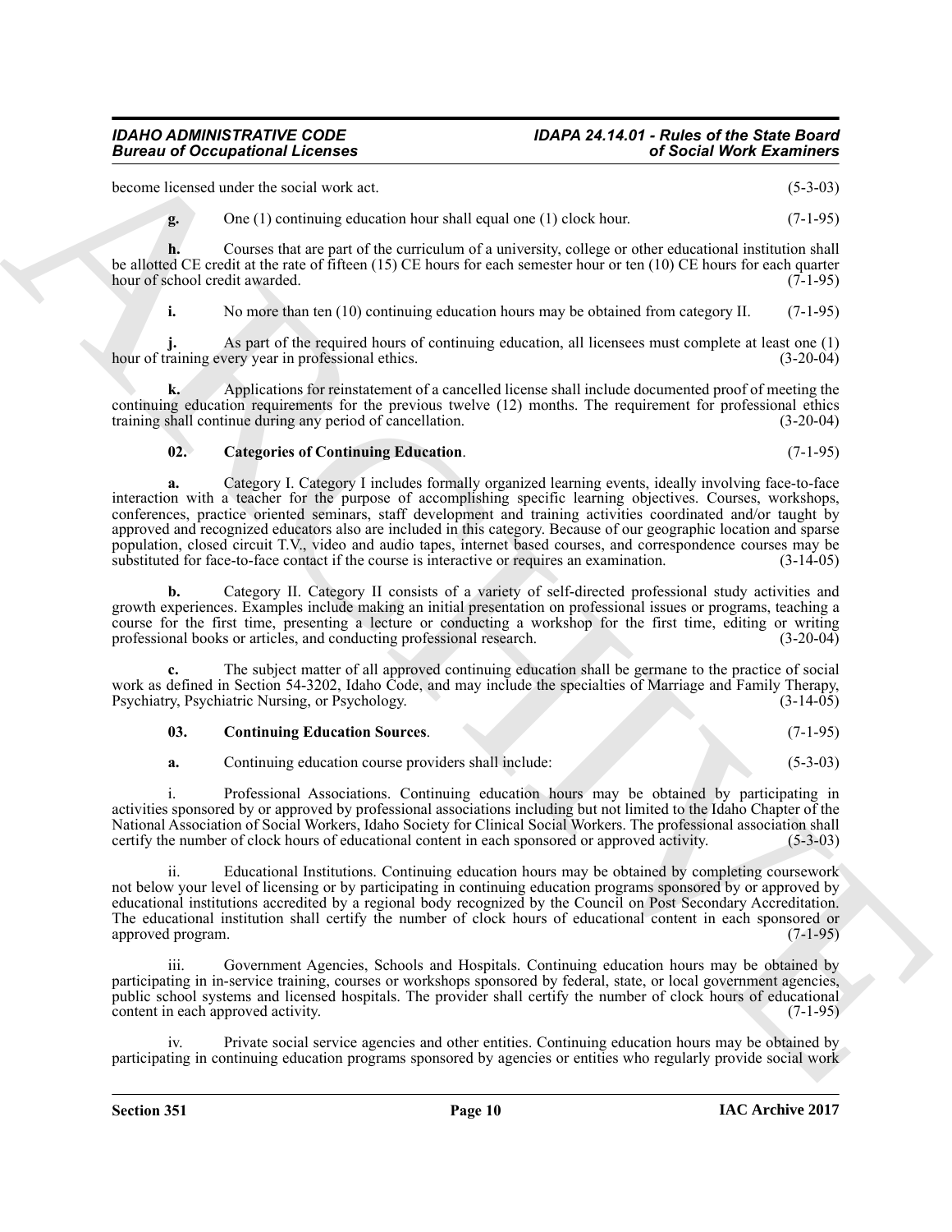become licensed under the social work act. (5-3-03)

**g.** One (1) continuing education hour shall equal one (1) clock hour. (7-1-95)

**h.** Courses that are part of the curriculum of a university, college or other educational institution shall be allotted CE credit at the rate of fifteen (15) CE hours for each semester hour or ten (10) CE hours for each quarter hour of school credit awarded. (7-1-95)

**i.** No more than ten (10) continuing education hours may be obtained from category II. (7-1-95)

**j.** As part of the required hours of continuing education, all licensees must complete at least one (1) hour of training every year in professional ethics. (3-20-04)

**k.** Applications for reinstatement of a cancelled license shall include documented proof of meeting the continuing education requirements for the previous twelve (12) months. The requirement for professional ethics training shall continue during any period of cancellation. (3-20-04)

**02. Categories of Continuing Education**. (7-1-95)

**a.** Category I. Category I includes formally organized learning events, ideally involving face-to-face interaction with a teacher for the purpose of accomplishing specific learning objectives. Courses, workshops, conferences, practice oriented seminars, staff development and training activities coordinated and/or taught by approved and recognized educators also are included in this category. Because of our geographic location and sparse population, closed circuit T.V., video and audio tapes, internet based courses, and correspondence courses may be substituted for face-to-face contact if the course is interactive or requires an examination. (3-14-05)

**b.** Category II. Category II consists of a variety of self-directed professional study activities and growth experiences. Examples include making an initial presentation on professional issues or programs, teaching a course for the first time, presenting a lecture or conducting a workshop for the first time, editing or writing professional books or articles, and conducting professional research. (3-20-04)

**c.** The subject matter of all approved continuing education shall be germane to the practice of social work as defined in Section 54-3202, Idaho Code, and may include the specialties of Marriage and Family Therapy, Psychiatry, Psychiatric Nursing, or Psychology. (3-14-05)

**03. Continuing Education Sources**. (7-1-95)

**a.** Continuing education course providers shall include: (5-3-03)

i. Professional Associations. Continuing education hours may be obtained by participating in activities sponsored by or approved by professional associations including but not limited to the Idaho Chapter of the National Association of Social Workers, Idaho Society for Clinical Social Workers. The professional association shall certify the number of clock hours of educational content in each sponsored or approved activity. (5-3-03)

ii. Educational Institutions. Continuing education hours may be obtained by completing coursework not below your level of licensing or by participating in continuing education programs sponsored by or approved by educational institutions accredited by a regional body recognized by the Council on Post Secondary Accreditation. The educational institution shall certify the number of clock hours of educational content in each sponsored or approved program. (7-1-95)

iii. Government Agencies, Schools and Hospitals. Continuing education hours may be obtained by participating in in-service training, courses or workshops sponsored by federal, state, or local government agencies, public school systems and licensed hospitals. The provider shall certify the number of clock hours of educational content in each approved activity. (7-1-95)

iv. Private social service agencies and other entities. Continuing education hours may be obtained by participating in continuing education programs sponsored by agencies or entities who regularly provide social work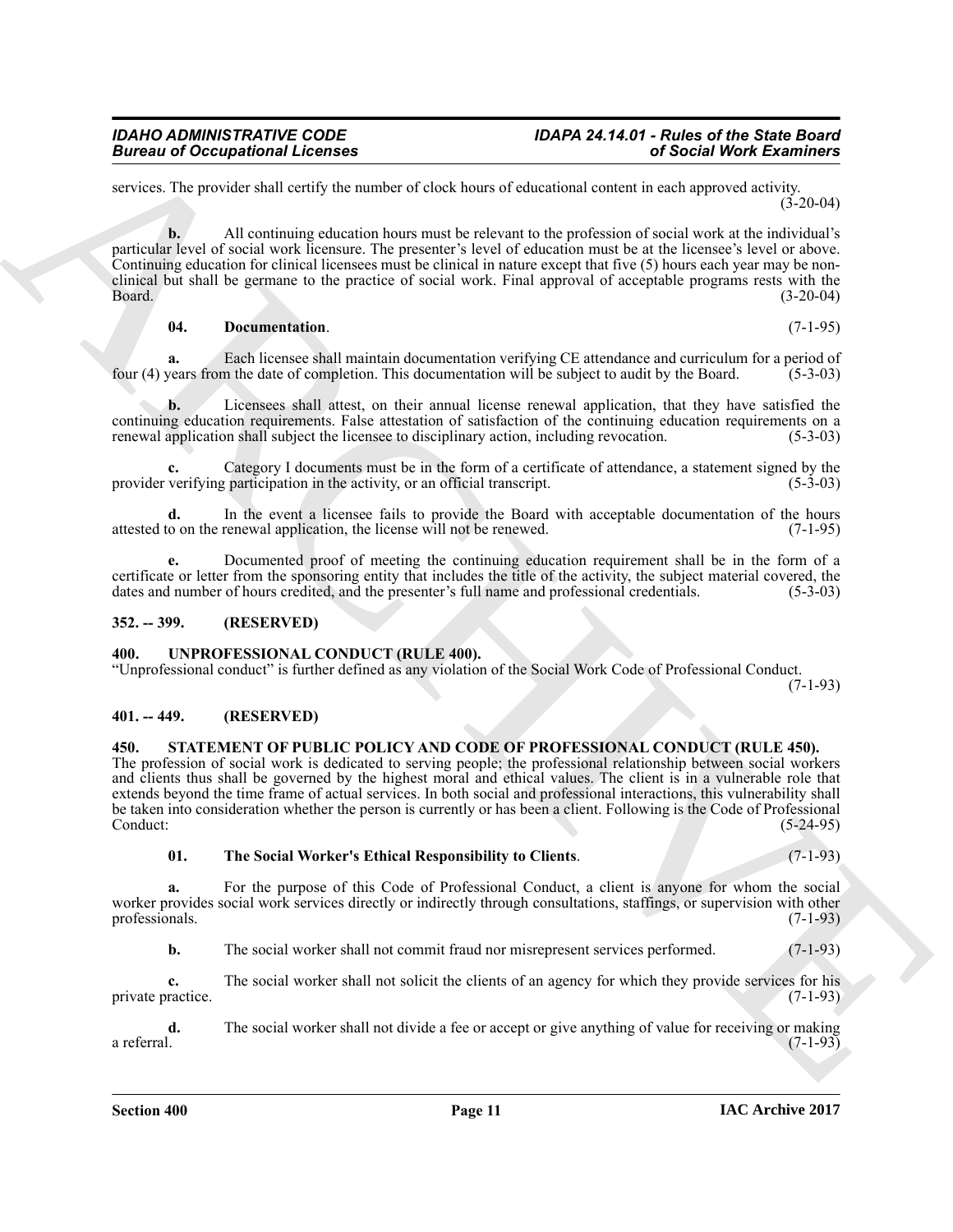services. The provider shall certify the number of clock hours of educational content in each approved activity. (3-20-04)

**b.** All continuing education hours must be relevant to the profession of social work at the individual's particular level of social work licensure. The presenter's level of education must be at the licensee's level or above. Continuing education for clinical licensees must be clinical in nature except that five (5) hours each year may be non-clinical but shall be germane to the practice of social work. Final approval of acceptable programs rests with the Board. (3-20-04)

**04. Documentation**. (7-1-95)

**a.** Each licensee shall maintain documentation verifying CE attendance and curriculum for a period of four (4) years from the date of completion. This documentation will be subject to audit by the Board. (5-3-03)

**b.** Licensees shall attest, on their annual license renewal application, that they have satisfied the continuing education requirements. False attestation of satisfaction of the continuing education requirements on a renewal application shall subject the licensee to disciplinary action, including revocation. (5-3-03)

**c.** Category I documents must be in the form of a certificate of attendance, a statement signed by the provider verifying participation in the activity, or an official transcript. (5-3-03)

**d.** In the event a licensee fails to provide the Board with acceptable documentation of the hours attested to on the renewal application, the license will not be renewed. (7-1-95)

**e.** Documented proof of meeting the continuing education requirement shall be in the form of a certificate or letter from the sponsoring entity that includes the title of the activity, the subject material covered, the dates and number of hours credited, and the presenter's full name and professional credentials. (5-3-03)

## 352. -- 399. (RESERVED)

## 400. UNPROFESSIONAL CONDUCT (RULE 400).

"Unprofessional conduct" is further defined as any violation of the Social Work Code of Professional Conduct. (7-1-93)

## 401. -- 449. (RESERVED)

## 450. STATEMENT OF PUBLIC POLICY AND CODE OF PROFESSIONAL CONDUCT (RULE 450).

The profession of social work is dedicated to serving people; the professional relationship between social workers and clients thus shall be governed by the highest moral and ethical values. The client is in a vulnerable role that extends beyond the time frame of actual services. In both social and professional interactions, this vulnerability shall be taken into consideration whether the person is currently or has been a client. Following is the Code of Professional Conduct: (5-24-95)

**01. The Social Worker's Ethical Responsibility to Clients**. (7-1-93)

**a.** For the purpose of this Code of Professional Conduct, a client is anyone for whom the social worker provides social work services directly or indirectly through consultations, staffings, or supervision with other professionals. (7-1-93)

**b.** The social worker shall not commit fraud nor misrepresent services performed. (7-1-93)

**c.** The social worker shall not solicit the clients of an agency for which they provide services for his private practice. (7-1-93)

**d.** The social worker shall not divide a fee or accept or give anything of value for receiving or making a referral. (7-1-93)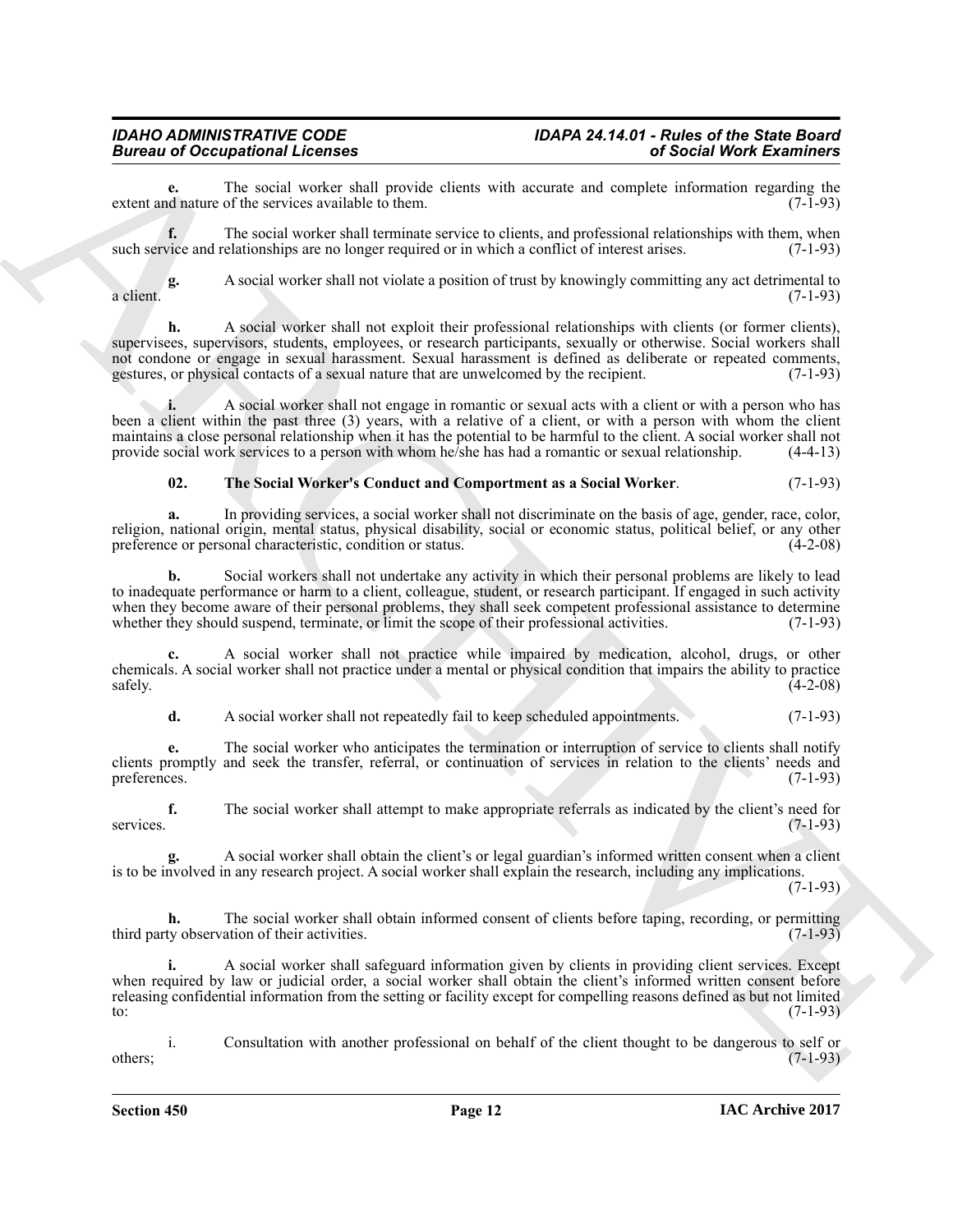**e.** The social worker shall provide clients with accurate and complete information regarding the extent and nature of the services available to them. (7-1-93)

**f.** The social worker shall terminate service to clients, and professional relationships with them, when such service and relationships are no longer required or in which a conflict of interest arises. (7-1-93)

**g.** A social worker shall not violate a position of trust by knowingly committing any act detrimental to a client. (7-1-93)

**h.** A social worker shall not exploit their professional relationships with clients (or former clients), supervisees, supervisors, students, employees, or research participants, sexually or otherwise. Social workers shall not condone or engage in sexual harassment. Sexual harassment is defined as deliberate or repeated comments, gestures, or physical contacts of a sexual nature that are unwelcomed by the recipient. (7-1-93)

**i.** A social worker shall not engage in romantic or sexual acts with a client or with a person who has been a client within the past three (3) years, with a relative of a client, or with a person with whom the client maintains a close personal relationship when it has the potential to be harmful to the client. A social worker shall not provide social work services to a person with whom he/she has had a romantic or sexual relationship. (4-4-13)

**02. The Social Worker's Conduct and Comportment as a Social Worker**. (7-1-93)

**a.** In providing services, a social worker shall not discriminate on the basis of age, gender, race, color, religion, national origin, mental status, physical disability, social or economic status, political belief, or any other preference or personal characteristic, condition or status. (4-2-08)

**b.** Social workers shall not undertake any activity in which their personal problems are likely to lead to inadequate performance or harm to a client, colleague, student, or research participant. If engaged in such activity when they become aware of their personal problems, they shall seek competent professional assistance to determine whether they should suspend, terminate, or limit the scope of their professional activities. (7-1-93)

**c.** A social worker shall not practice while impaired by medication, alcohol, drugs, or other chemicals. A social worker shall not practice under a mental or physical condition that impairs the ability to practice safely. (4-2-08)

**d.** A social worker shall not repeatedly fail to keep scheduled appointments. (7-1-93)

**e.** The social worker who anticipates the termination or interruption of service to clients shall notify clients promptly and seek the transfer, referral, or continuation of services in relation to the clients' needs and preferences. (7-1-93)

**f.** The social worker shall attempt to make appropriate referrals as indicated by the client's need for services. (7-1-93)

**g.** A social worker shall obtain the client's or legal guardian's informed written consent when a client is to be involved in any research project. A social worker shall explain the research, including any implications. (7-1-93)

**h.** The social worker shall obtain informed consent of clients before taping, recording, or permitting third party observation of their activities. (7-1-93)

**i.** A social worker shall safeguard information given by clients in providing client services. Except when required by law or judicial order, a social worker shall obtain the client's informed written consent before releasing confidential information from the setting or facility except for compelling reasons defined as but not limited to: (7-1-93)

i. Consultation with another professional on behalf of the client thought to be dangerous to self or others; (7-1-93)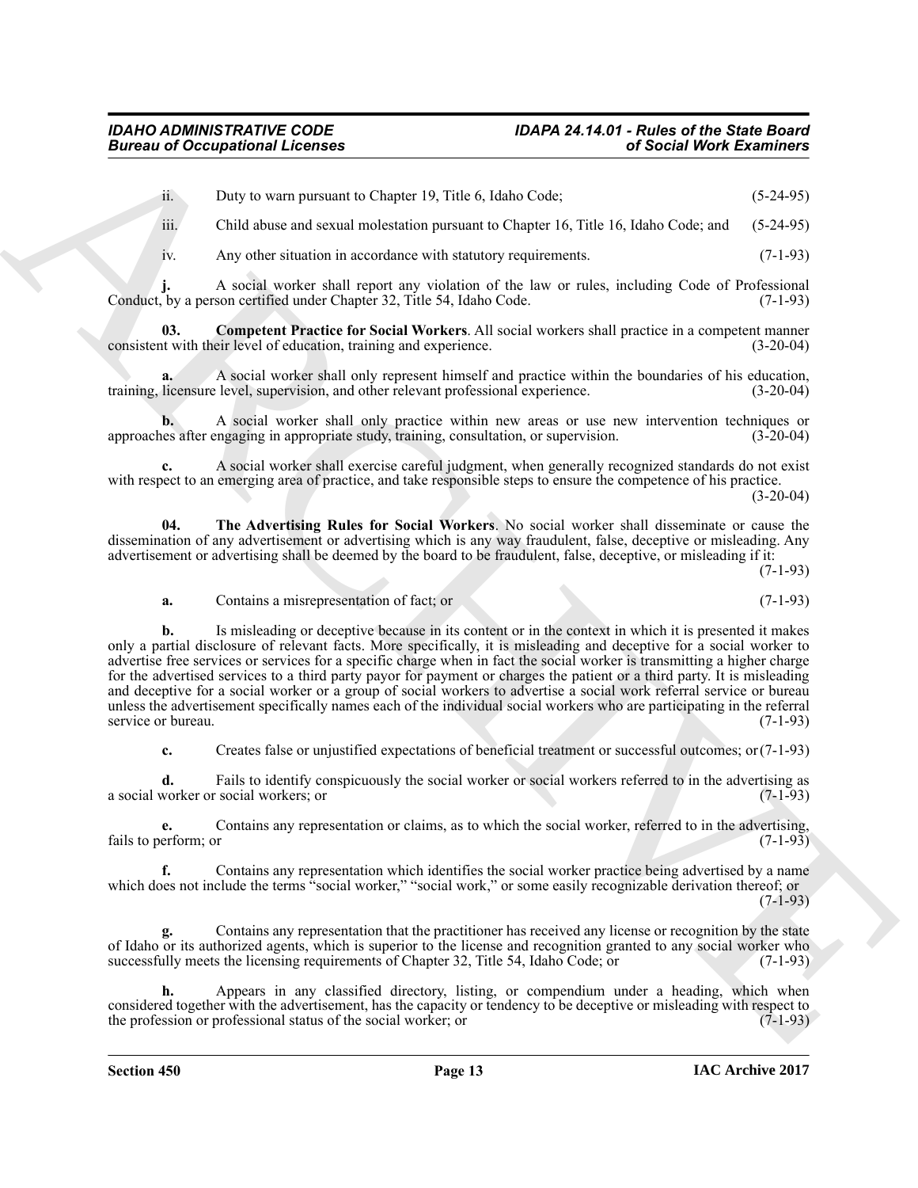ii. Duty to warn pursuant to Chapter 19, Title 6, Idaho Code; (5-24-95)

iii. Child abuse and sexual molestation pursuant to Chapter 16, Title 16, Idaho Code; and (5-24-95)

iv. Any other situation in accordance with statutory requirements. (7-1-93)

**j.** A social worker shall report any violation of the law or rules, including Code of Professional Conduct, by a person certified under Chapter 32, Title 54, Idaho Code. (7-1-93)

**03. Competent Practice for Social Workers**. All social workers shall practice in a competent manner consistent with their level of education, training and experience. (3-20-04)

**a.** A social worker shall only represent himself and practice within the boundaries of his education, training, licensure level, supervision, and other relevant professional experience. (3-20-04)

**b.** A social worker shall only practice within new areas or use new intervention techniques or approaches after engaging in appropriate study, training, consultation, or supervision. (3-20-04)

**c.** A social worker shall exercise careful judgment, when generally recognized standards do not exist with respect to an emerging area of practice, and take responsible steps to ensure the competence of his practice. (3-20-04)

**04. The Advertising Rules for Social Workers**. No social worker shall disseminate or cause the dissemination of any advertisement or advertising which is any way fraudulent, false, deceptive or misleading. Any advertisement or advertising shall be deemed by the board to be fraudulent, false, deceptive, or misleading if it: (7-1-93)

**a.** Contains a misrepresentation of fact; or (7-1-93)

**b.** Is misleading or deceptive because in its content or in the context in which it is presented it makes only a partial disclosure of relevant facts. More specifically, it is misleading and deceptive for a social worker to advertise free services or services for a specific charge when in fact the social worker is transmitting a higher charge for the advertised services to a third party payor for payment or charges the patient or a third party. It is misleading and deceptive for a social worker or a group of social workers to advertise a social work referral service or bureau unless the advertisement specifically names each of the individual social workers who are participating in the referral service or bureau. (7-1-93)

**c.** Creates false or unjustified expectations of beneficial treatment or successful outcomes; or (7-1-93)

**d.** Fails to identify conspicuously the social worker or social workers referred to in the advertising as a social worker or social workers; or (7-1-93)

**e.** Contains any representation or claims, as to which the social worker, referred to in the advertising, fails to perform; or (7-1-93)

**f.** Contains any representation which identifies the social worker practice being advertised by a name which does not include the terms "social worker," "social work," or some easily recognizable derivation thereof; or (7-1-93)

**g.** Contains any representation that the practitioner has received any license or recognition by the state of Idaho or its authorized agents, which is superior to the license and recognition granted to any social worker who successfully meets the licensing requirements of Chapter 32, Title 54, Idaho Code; or (7-1-93)

**h.** Appears in any classified directory, listing, or compendium under a heading, which when considered together with the advertisement, has the capacity or tendency to be deceptive or misleading with respect to the profession or professional status of the social worker; or (7-1-93)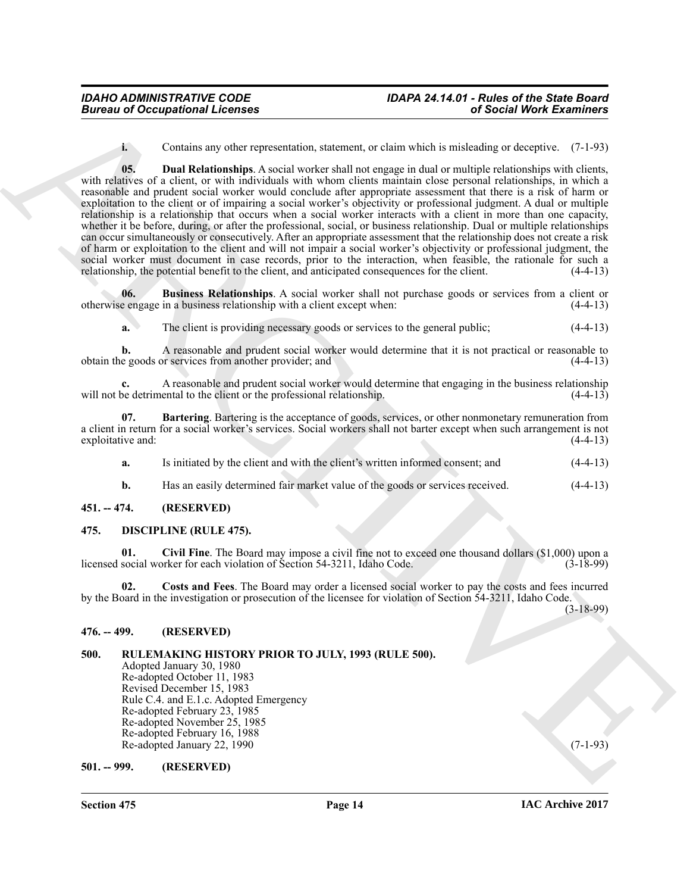**i.** Contains any other representation, statement, or claim which is misleading or deceptive. (7-1-93)

**05. Dual Relationships**. A social worker shall not engage in dual or multiple relationships with clients, with relatives of a client, or with individuals with whom clients maintain close personal relationships, in which a reasonable and prudent social worker would conclude after appropriate assessment that there is a risk of harm or exploitation to the client or of impairing a social worker's objectivity or professional judgment. A dual or multiple relationship is a relationship that occurs when a social worker interacts with a client in more than one capacity, whether it be before, during, or after the professional, social, or business relationship. Dual or multiple relationships can occur simultaneously or consecutively. After an appropriate assessment that the relationship does not create a risk of harm or exploitation to the client and will not impair a social worker's objectivity or professional judgment, the social worker must document in case records, prior to the interaction, when feasible, the rationale for such a relationship, the potential benefit to the client, and anticipated consequences for the client. (4-4-13)

**06. Business Relationships**. A social worker shall not purchase goods or services from a client or otherwise engage in a business relationship with a client except when: (4-4-13)

**a.** The client is providing necessary goods or services to the general public; (4-4-13)

**b.** A reasonable and prudent social worker would determine that it is not practical or reasonable to obtain the goods or services from another provider; and (4-4-13)

**c.** A reasonable and prudent social worker would determine that engaging in the business relationship will not be detrimental to the client or the professional relationship. (4-4-13)

**07. Bartering**. Bartering is the acceptance of goods, services, or other nonmonetary remuneration from a client in return for a social worker's services. Social workers shall not barter except when such arrangement is not exploitative and: (4-4-13)

**a.** Is initiated by the client and with the client's written informed consent; and (4-4-13)

**b.** Has an easily determined fair market value of the goods or services received. (4-4-13)

## 451. -- 474. (RESERVED)

## 475. DISCIPLINE (RULE 475).

**01. Civil Fine**. The Board may impose a civil fine not to exceed one thousand dollars ($1,000) upon a licensed social worker for each violation of Section 54-3211, Idaho Code. (3-18-99)

**02. Costs and Fees**. The Board may order a licensed social worker to pay the costs and fees incurred by the Board in the investigation or prosecution of the licensee for violation of Section 54-3211, Idaho Code. (3-18-99)

## 476. -- 499. (RESERVED)

## 500. RULEMAKING HISTORY PRIOR TO JULY, 1993 (RULE 500).

Adopted January 30, 1980
Re-adopted October 11, 1983
Revised December 15, 1983
Rule C.4. and E.1.c. Adopted Emergency
Re-adopted February 23, 1985
Re-adopted November 25, 1985
Re-adopted February 16, 1988
Re-adopted January 22, 1990 (7-1-93)

## 501. -- 999. (RESERVED)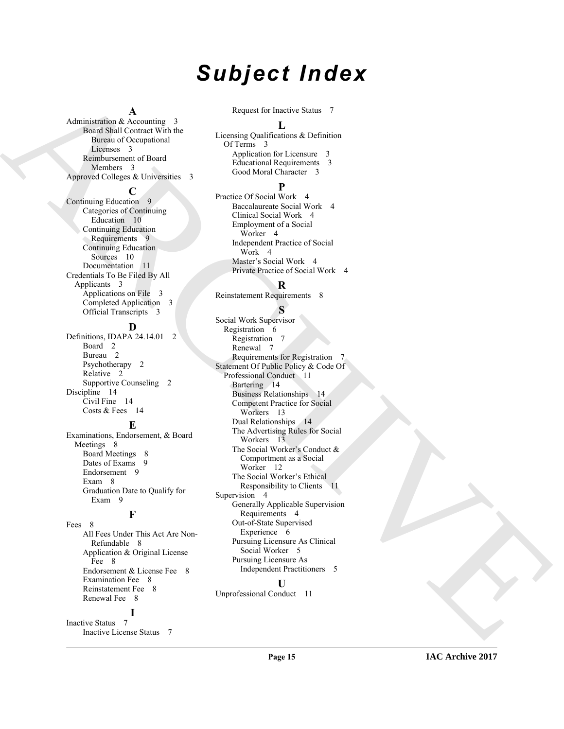# Subject Index

**A**

Administration & Accounting 3
- Board Shall Contract With the Bureau of Occupational Licenses 3
- Reimbursement of Board Members 3

Approved Colleges & Universities 3

**C**

Continuing Education 9
- Categories of Continuing Education 10
- Continuing Education Requirements 9
- Continuing Education Sources 10
- Documentation 11

Credentials To Be Filed By All Applicants 3
- Applications on File 3
- Completed Application 3
- Official Transcripts 3

**D**

Definitions, IDAPA 24.14.01 2
- Board 2
- Bureau 2
- Psychotherapy 2
- Relative 2
- Supportive Counseling 2

Discipline 14
- Civil Fine 14
- Costs & Fees 14

**E**

Examinations, Endorsement, & Board Meetings 8
- Board Meetings 8
- Dates of Exams 9
- Endorsement 9
- Exam 8
- Graduation Date to Qualify for Exam 9

**F**

Fees 8
- All Fees Under This Act Are Non-Refundable 8
- Application & Original License Fee 8
- Endorsement & License Fee 8
- Examination Fee 8
- Reinstatement Fee 8
- Renewal Fee 8

**I**

Inactive Status 7
- Inactive License Status 7
- Request for Inactive Status 7

**L**

Licensing Qualifications & Definition Of Terms 3
- Application for Licensure 3
- Educational Requirements 3
- Good Moral Character 3

**P**

Practice Of Social Work 4
- Baccalaureate Social Work 4
- Clinical Social Work 4
- Employment of a Social Worker 4
- Independent Practice of Social Work 4
- Master's Social Work 4
- Private Practice of Social Work 4

**R**

Reinstatement Requirements 8

**S**

Social Work Supervisor Registration 6
- Registration 7
- Renewal 7
- Requirements for Registration 7

Statement Of Public Policy & Code Of Professional Conduct 11
- Bartering 14
- Business Relationships 14
- Competent Practice for Social Workers 13
- Dual Relationships 14
- The Advertising Rules for Social Workers 13
- The Social Worker's Conduct & Comportment as a Social Worker 12
- The Social Worker's Ethical Responsibility to Clients 11

Supervision 4
- Generally Applicable Supervision Requirements 4
- Out-of-State Supervised Experience 6
- Pursuing Licensure As Clinical Social Worker 5
- Pursuing Licensure As Independent Practitioners 5

**U**

Unprofessional Conduct 11